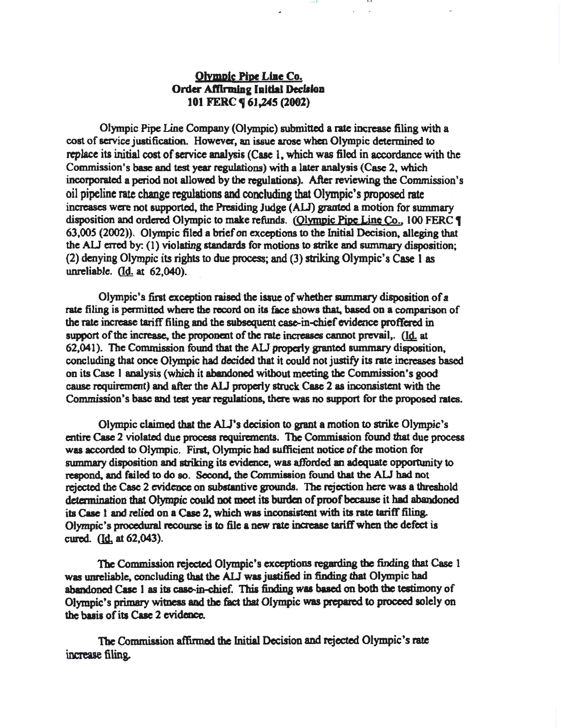**Olympic Pipe Line Co.**
**Order Affirming Initial Decision**
**101 FERC ¶ 61,245 (2002)**

Olympic Pipe Line Company (Olympic) submitted a rate increase filing with a cost of service justification. However, an issue arose when Olympic determined to replace its initial cost of service analysis (Case 1, which was filed in accordance with the Commission's base and test year regulations) with a later analysis (Case 2, which incorporated a period not allowed by the regulations). After reviewing the Commission's oil pipeline rate change regulations and concluding that Olympic's proposed rate increases were not supported, the Presiding Judge (ALJ) granted a motion for summary disposition and ordered Olympic to make refunds. (Olympic Pipe Line Co., 100 FERC ¶ 63,005 (2002)). Olympic filed a brief on exceptions to the Initial Decision, alleging that the ALJ erred by: (1) violating standards for motions to strike and summary disposition; (2) denying Olympic its rights to due process; and (3) striking Olympic's Case 1 as unreliable. (Id. at 62,040).

Olympic's first exception raised the issue of whether summary disposition of a rate filing is permitted where the record on its face shows that, based on a comparison of the rate increase tariff filing and the subsequent case-in-chief evidence proffered in support of the increase, the proponent of the rate increases cannot prevail,. (Id. at 62,041). The Commission found that the ALJ properly granted summary disposition, concluding that once Olympic had decided that it could not justify its rate increases based on its Case 1 analysis (which it abandoned without meeting the Commission's good cause requirement) and after the ALJ properly struck Case 2 as inconsistent with the Commission's base and test year regulations, there was no support for the proposed rates.

Olympic claimed that the ALJ's decision to grant a motion to strike Olympic's entire Case 2 violated due process requirements. The Commission found that due process was accorded to Olympic. First, Olympic had sufficient notice of the motion for summary disposition and striking its evidence, was afforded an adequate opportunity to respond, and failed to do so. Second, the Commission found that the ALJ had not rejected the Case 2 evidence on substantive grounds. The rejection here was a threshold determination that Olympic could not meet its burden of proof because it had abandoned its Case 1 and relied on a Case 2, which was inconsistent with its rate tariff filing. Olympic's procedural recourse is to file a new rate increase tariff when the defect is cured. (Id. at 62,043).

The Commission rejected Olympic's exceptions regarding the finding that Case 1 was unreliable, concluding that the ALJ was justified in finding that Olympic had abandoned Case 1 as its case-in-chief. This finding was based on both the testimony of Olympic's primary witness and the fact that Olympic was prepared to proceed solely on the basis of its Case 2 evidence.

The Commission affirmed the Initial Decision and rejected Olympic's rate increase filing.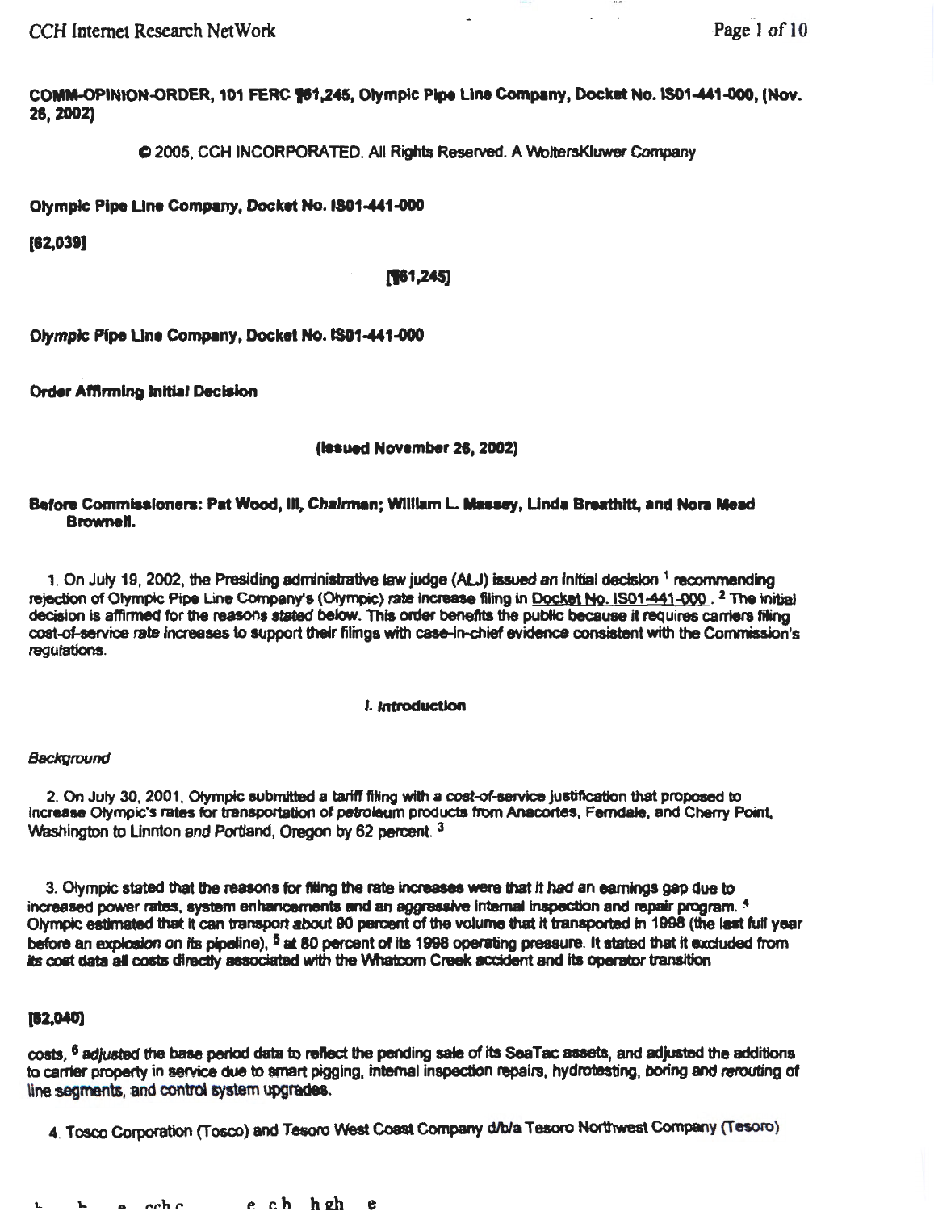COMM-OPINION-ORDER, 101 FERC ¶61,245, Olympic Pipe Line Company, Docket No. IS01-441-000, (Nov. 26, 2002)

© 2005, CCH INCORPORATED. All Rights Reserved. A WoltersKluwer Company

**Olympic Pipe Line Company, Docket No. IS01-441-000**

**[62,039]**

**[¶61,245]**

**Olympic Pipe Line Company, Docket No. IS01-441-000**

**Order Affirming Initial Decision**

**(Issued November 26, 2002)**

**Before Commissioners: Pat Wood, III, Chairman; William L. Massey, Linda Breathitt, and Nora Mead Brownell.**

1. On July 19, 2002, the Presiding administrative law judge (ALJ) issued an initial decision [1] recommending rejection of Olympic Pipe Line Company's (Olympic) rate increase filing in Docket No. IS01-441-000. [2] The initial decision is affirmed for the reasons stated below. This order benefits the public because it requires carriers filing cost-of-service rate increases to support their filings with case-in-chief evidence consistent with the Commission's regulations.

## I. Introduction

*Background*

2. On July 30, 2001, Olympic submitted a tariff filing with a cost-of-service justification that proposed to increase Olympic's rates for transportation of petroleum products from Anacortes, Ferndale, and Cherry Point, Washington to Linnton and Portland, Oregon by 62 percent. [3]

3. Olympic stated that the reasons for filing the rate increases were that it had an earnings gap due to increased power rates, system enhancements and an aggressive internal inspection and repair program. [4] Olympic estimated that it can transport about 90 percent of the volume that it transported in 1998 (the last full year before an explosion on its pipeline), [5] at 80 percent of its 1998 operating pressure. It stated that it excluded from its cost data all costs directly associated with the Whatcom Creek accident and its operator transition

**[62,040]**

costs, [6] adjusted the base period data to reflect the pending sale of its SeaTac assets, and adjusted the additions to carrier property in service due to smart pigging, internal inspection repairs, hydrotesting, boring and rerouting of line segments, and control system upgrades.

4. Tosco Corporation (Tosco) and Tesoro West Coast Company d/b/a Tesoro Northwest Company (Tesoro)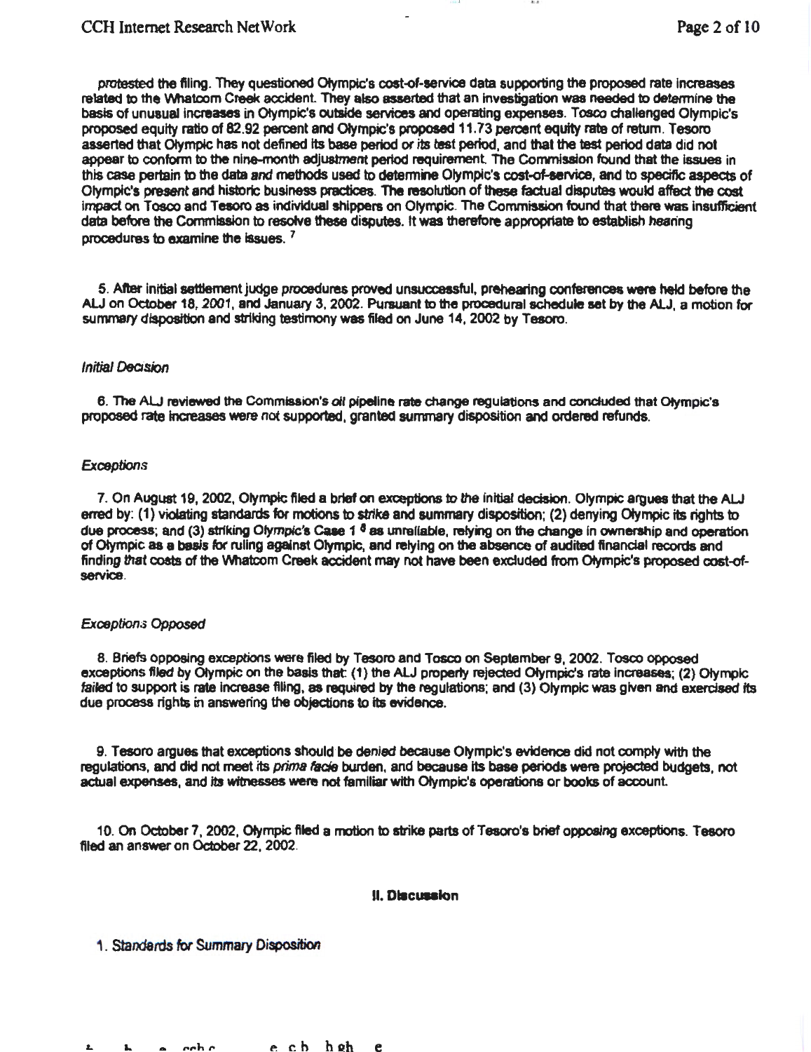protested the filing. They questioned Olympic's cost-of-service data supporting the proposed rate increases related to the Whatcom Creek accident. They also asserted that an investigation was needed to determine the basis of unusual increases in Olympic's outside services and operating expenses. Tosco challenged Olympic's proposed equity ratio of 82.92 percent and Olympic's proposed 11.73 percent equity rate of return. Tesoro asserted that Olympic has not defined its base period or its test period, and that the test period data did not appear to conform to the nine-month adjustment period requirement. The Commission found that the issues in this case pertain to the data and methods used to determine Olympic's cost-of-service, and to specific aspects of Olympic's present and historic business practices. The resolution of these factual disputes would affect the cost impact on Tosco and Tesoro as individual shippers on Olympic. The Commission found that there was insufficient data before the Commission to resolve these disputes. It was therefore appropriate to establish hearing procedures to examine the issues. [7]

5. After initial settlement judge procedures proved unsuccessful, prehearing conferences were held before the ALJ on October 18, 2001, and January 3, 2002. Pursuant to the procedural schedule set by the ALJ, a motion for summary disposition and striking testimony was filed on June 14, 2002 by Tesoro.

*Initial Decision*

6. The ALJ reviewed the Commission's oil pipeline rate change regulations and concluded that Olympic's proposed rate increases were not supported, granted summary disposition and ordered refunds.

*Exceptions*

7. On August 19, 2002, Olympic filed a brief on exceptions to the initial decision. Olympic argues that the ALJ erred by: (1) violating standards for motions to strike and summary disposition; (2) denying Olympic its rights to due process; and (3) striking Olympic's Case 1 [8] as unreliable, relying on the change in ownership and operation of Olympic as a basis for ruling against Olympic, and relying on the absence of audited financial records and finding that costs of the Whatcom Creek accident may not have been excluded from Olympic's proposed cost-of-service.

*Exceptions Opposed*

8. Briefs opposing exceptions were filed by Tesoro and Tosco on September 9, 2002. Tosco opposed exceptions filed by Olympic on the basis that: (1) the ALJ properly rejected Olympic's rate increases; (2) Olympic failed to support is rate increase filing, as required by the regulations; and (3) Olympic was given and exercised its due process rights in answering the objections to its evidence.

9. Tesoro argues that exceptions should be denied because Olympic's evidence did not comply with the regulations, and did not meet its *prima facie* burden, and because its base periods were projected budgets, not actual expenses, and its witnesses were not familiar with Olympic's operations or books of account.

10. On October 7, 2002, Olympic filed a motion to strike parts of Tesoro's brief opposing exceptions. Tesoro filed an answer on October 22, 2002.

## II. Discussion

1. Standards for Summary Disposition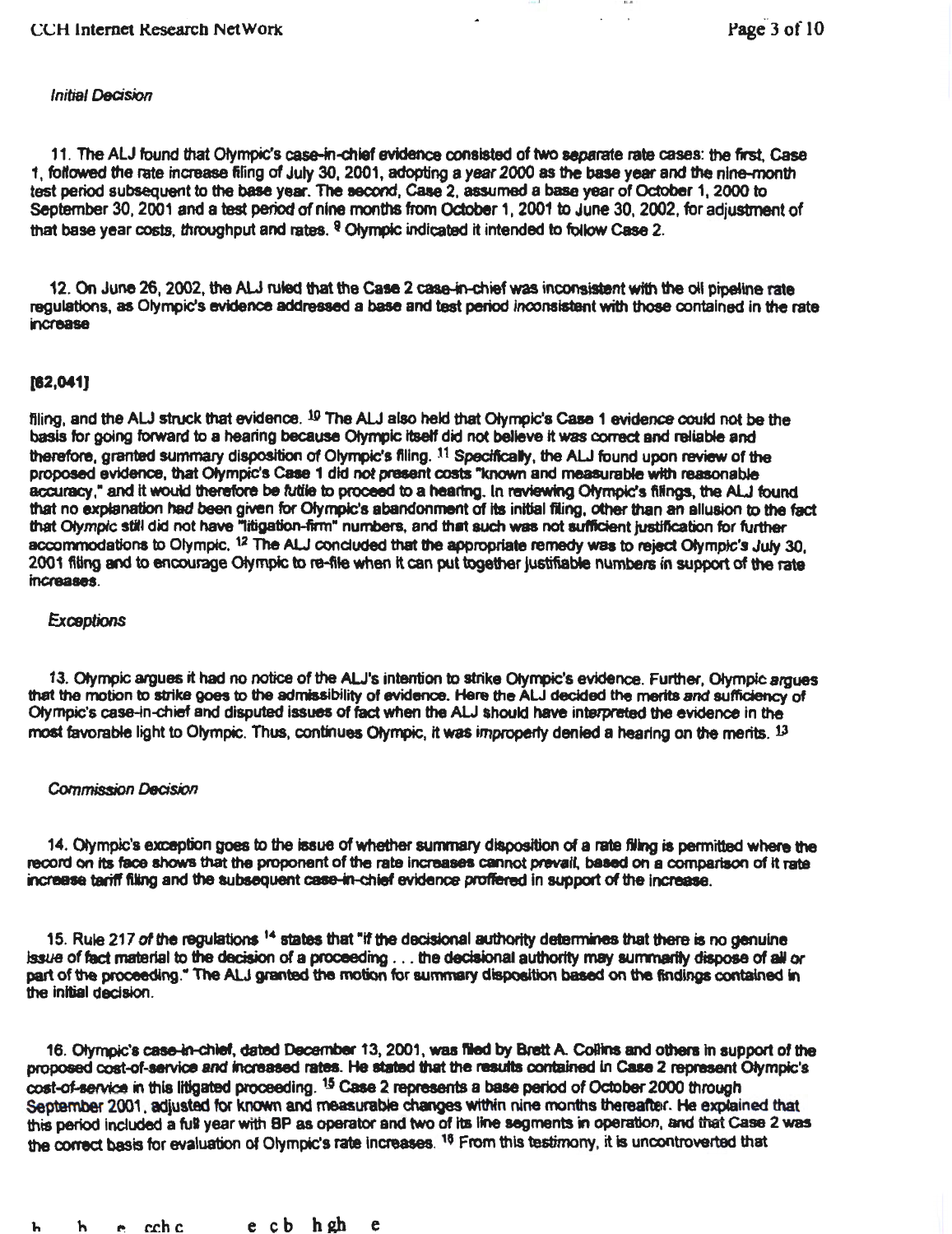*Initial Decision*

11. The ALJ found that Olympic's case-in-chief evidence consisted of two separate rate cases: the first, Case 1, followed the rate increase filing of July 30, 2001, adopting a year 2000 as the base year and the nine-month test period subsequent to the base year. The second, Case 2, assumed a base year of October 1, 2000 to September 30, 2001 and a test period of nine months from October 1, 2001 to June 30, 2002, for adjustment of that base year costs, throughput and rates. [9] Olympic indicated it intended to follow Case 2.

12. On June 26, 2002, the ALJ ruled that the Case 2 case-in-chief was inconsistent with the oil pipeline rate regulations, as Olympic's evidence addressed a base and test period inconsistent with those contained in the rate increase

[62,041]

filing, and the ALJ struck that evidence. [10] The ALJ also held that Olympic's Case 1 evidence could not be the basis for going forward to a hearing because Olympic itself did not believe it was correct and reliable and therefore, granted summary disposition of Olympic's filing. [11] Specifically, the ALJ found upon review of the proposed evidence, that Olympic's Case 1 did not present costs "known and measurable with reasonable accuracy," and it would therefore be futile to proceed to a hearing. In reviewing Olympic's filings, the ALJ found that no explanation had been given for Olympic's abandonment of its initial filing, other than an allusion to the fact that Olympic still did not have "litigation-firm" numbers, and that such was not sufficient justification for further accommodations to Olympic. [12] The ALJ concluded that the appropriate remedy was to reject Olympic's July 30, 2001 filing and to encourage Olympic to re-file when it can put together justifiable numbers in support of the rate increases.

*Exceptions*

13. Olympic argues it had no notice of the ALJ's intention to strike Olympic's evidence. Further, Olympic argues that the motion to strike goes to the admissibility of evidence. Here the ALJ decided the merits and sufficiency of Olympic's case-in-chief and disputed issues of fact when the ALJ should have interpreted the evidence in the most favorable light to Olympic. Thus, continues Olympic, it was improperly denied a hearing on the merits. [13]

*Commission Decision*

14. Olympic's exception goes to the issue of whether summary disposition of a rate filing is permitted where the record on its face shows that the proponent of the rate increases cannot prevail, based on a comparison of it rate increase tariff filing and the subsequent case-in-chief evidence proffered in support of the increase.

15. Rule 217 of the regulations [14] states that "if the decisional authority determines that there is no genuine issue of fact material to the decision of a proceeding . . . the decisional authority may summarily dispose of all or part of the proceeding." The ALJ granted the motion for summary disposition based on the findings contained in the initial decision.

16. Olympic's case-in-chief, dated December 13, 2001, was filed by Brett A. Collins and others in support of the proposed cost-of-service and increased rates. He stated that the results contained in Case 2 represent Olympic's cost-of-service in this litigated proceeding. [15] Case 2 represents a base period of October 2000 through September 2001, adjusted for known and measurable changes within nine months thereafter. He explained that this period included a full year with BP as operator and two of its line segments in operation, and that Case 2 was the correct basis for evaluation of Olympic's rate increases. [16] From this testimony, it is uncontroverted that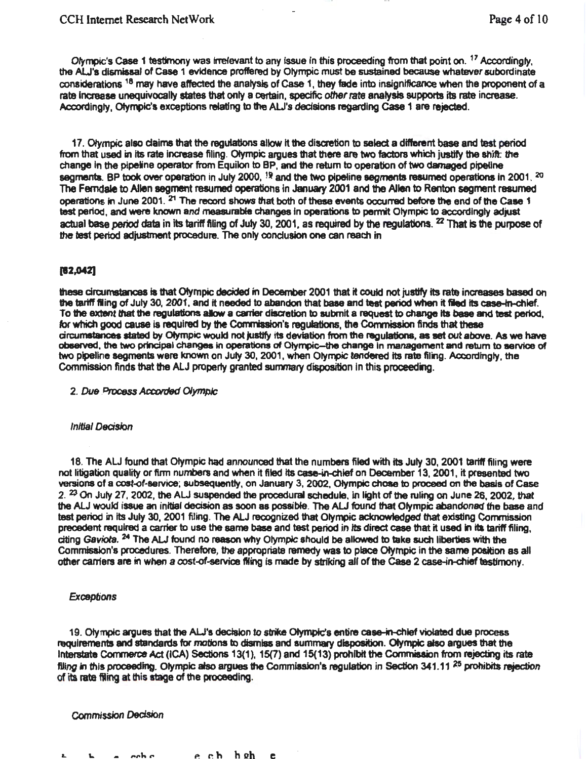Olympic's Case 1 testimony was irrelevant to any issue in this proceeding from that point on. [17] Accordingly, the ALJ's dismissal of Case 1 evidence proffered by Olympic must be sustained because whatever subordinate considerations [18] may have affected the analysis of Case 1, they fade into insignificance when the proponent of a rate increase unequivocally states that only a certain, specific *other* rate analysis supports its rate increase. Accordingly, Olympic's exceptions relating to the ALJ's decisions regarding Case 1 are rejected.

17. Olympic also claims that the regulations allow it the discretion to select a different base and test period from that used in its rate increase filing. Olympic argues that there are two factors which justify the shift: the change in the pipeline operator from Equilon to BP, and the return to operation of two damaged pipeline segments. BP took over operation in July 2000, [19] and the two pipeline segments resumed operations in 2001. [20] The Ferndale to Allen segment resumed operations in January 2001 and the Allen to Renton segment resumed operations in June 2001. [21] The record shows that both of these events occurred before the end of the Case 1 test period, and were known and measurable changes in operations to permit Olympic to accordingly adjust actual base period data in its tariff filing of July 30, 2001, as required by the regulations. [22] That is the purpose of the test period adjustment procedure. The only conclusion one can reach in

[82,042]

these circumstances is that Olympic decided in December 2001 that it could not justify its rate increases based on the tariff filing of July 30, 2001, and it needed to abandon that base and test period when it filed its case-in-chief. To the extent that the regulations allow a carrier discretion to submit a request to change its base and test period, for which good cause is required by the Commission's regulations, the Commission finds that these circumstances stated by Olympic would not justify its deviation from the regulations, as set out above. As we have observed, the two principal changes in operations of Olympic—the change in management and return to service of two pipeline segments were known on July 30, 2001, when Olympic tendered its rate filing. Accordingly, the Commission finds that the ALJ properly granted summary disposition in this proceeding.

2. *Due Process Accorded Olympic*

*Initial Decision*

18. The ALJ found that Olympic had announced that the numbers filed with its July 30, 2001 tariff filing were not litigation quality or firm numbers and when it filed its case-in-chief on December 13, 2001, it presented two versions of a cost-of-service; subsequently, on January 3, 2002, Olympic chose to proceed on the basis of Case 2. [23] On July 27, 2002, the ALJ suspended the procedural schedule, in light of the ruling on June 26, 2002, that the ALJ would issue an initial decision as soon as possible. The ALJ found that Olympic abandoned the base and test period in its July 30, 2001 filing. The ALJ recognized that Olympic acknowledged that existing Commission precedent required a carrier to use the same base and test period in its direct case that it used in its tariff filing, citing *Gaviota*. [24] The ALJ found no reason why Olympic should be allowed to take such liberties with the Commission's procedures. Therefore, the appropriate remedy was to place Olympic in the same position as all other carriers are in when a cost-of-service filing is made by striking all of the Case 2 case-in-chief testimony.

*Exceptions*

19. Olympic argues that the ALJ's decision to strike Olympic's entire case-in-chief violated due process requirements and standards for motions to dismiss and summary disposition. Olympic also argues that the Interstate Commerce Act (ICA) Sections 13(1), 15(7) and 15(13) prohibit the Commission from rejecting its rate filing in this proceeding. Olympic also argues the Commission's regulation in Section 341.11 [25] prohibits rejection of its rate filing at this stage of the proceeding.

*Commission Decision*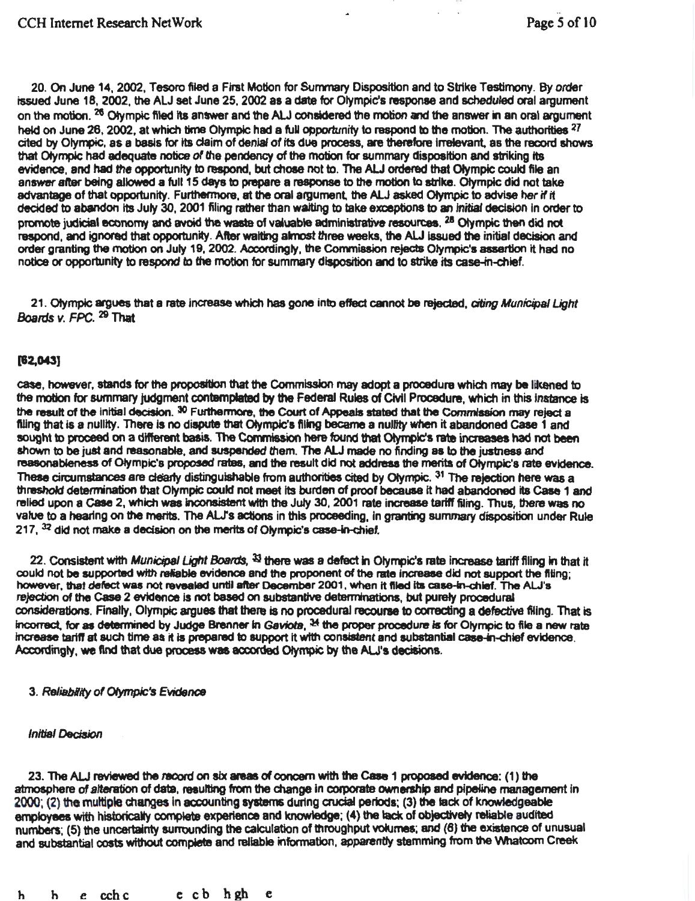20. On June 14, 2002, Tesoro filed a First Motion for Summary Disposition and to Strike Testimony. By order issued June 18, 2002, the ALJ set June 25, 2002 as a date for Olympic's response and scheduled oral argument on the motion. [26] Olympic filed its answer and the ALJ considered the motion and the answer in an oral argument held on June 26, 2002, at which time Olympic had a full opportunity to respond to the motion. The authorities [27] cited by Olympic, as a basis for its claim of denial of its due process, are therefore irrelevant, as the record shows that Olympic had adequate notice of the pendency of the motion for summary disposition and striking its evidence, and had the opportunity to respond, but chose not to. The ALJ ordered that Olympic could file an answer after being allowed a full 15 days to prepare a response to the motion to strike. Olympic did not take advantage of that opportunity. Furthermore, at the oral argument, the ALJ asked Olympic to advise her if it decided to abandon its July 30, 2001 filing rather than waiting to take exceptions to an initial decision in order to promote judicial economy and avoid the waste of valuable administrative resources. [28] Olympic then did not respond, and ignored that opportunity. After waiting almost three weeks, the ALJ issued the initial decision and order granting the motion on July 19, 2002. Accordingly, the Commission rejects Olympic's assertion it had no notice or opportunity to respond to the motion for summary disposition and to strike its case-in-chief.

21. Olympic argues that a rate increase which has gone into effect cannot be rejected, citing *Municipal Light Boards v. FPC*. [29] That

**[62,043]**

case, however, stands for the proposition that the Commission may adopt a procedure which may be likened to the motion for summary judgment contemplated by the Federal Rules of Civil Procedure, which in this instance is the result of the initial decision. [30] Furthermore, the Court of Appeals stated that the Commission may reject a filing that is a nullity. There is no dispute that Olympic's filing became a nullity when it abandoned Case 1 and sought to proceed on a different basis. The Commission here found that Olympic's rate increases had not been shown to be just and reasonable, and suspended them. The ALJ made no finding as to the justness and reasonableness of Olympic's proposed rates, and the result did not address the merits of Olympic's rate evidence. These circumstances are clearly distinguishable from authorities cited by Olympic. [31] The rejection here was a threshold determination that Olympic could not meet its burden of proof because it had abandoned its Case 1 and relied upon a Case 2, which was inconsistent with the July 30, 2001 rate increase tariff filing. Thus, there was no value to a hearing on the merits. The ALJ's actions in this proceeding, in granting summary disposition under Rule 217, [32] did not make a decision on the merits of Olympic's case-in-chief.

22. Consistent with *Municipal Light Boards*, [33] there was a defect in Olympic's rate increase tariff filing in that it could not be supported with reliable evidence and the proponent of the rate increase did not support the filing; however, that defect was not revealed until after December 2001, when it filed its case-in-chief. The ALJ's rejection of the Case 2 evidence is not based on substantive determinations, but purely procedural considerations. Finally, Olympic argues that there is no procedural recourse to correcting a defective filing. That is incorrect, for as determined by Judge Brenner in *Gaviota*, [34] the proper procedure is for Olympic to file a new rate increase tariff at such time as it is prepared to support it with consistent and substantial case-in-chief evidence. Accordingly, we find that due process was accorded Olympic by the ALJ's decisions.

### 3. *Reliability of Olympic's Evidence*

#### *Initial Decision*

23. The ALJ reviewed the record on six areas of concern with the Case 1 proposed evidence: (1) the atmosphere of alteration of data, resulting from the change in corporate ownership and pipeline management in 2000; (2) the multiple changes in accounting systems during crucial periods; (3) the lack of knowledgeable employees with historically complete experience and knowledge; (4) the lack of objectively reliable audited numbers; (5) the uncertainty surrounding the calculation of throughput volumes; and (6) the existence of unusual and substantial costs without complete and reliable information, apparently stemming from the Whatcom Creek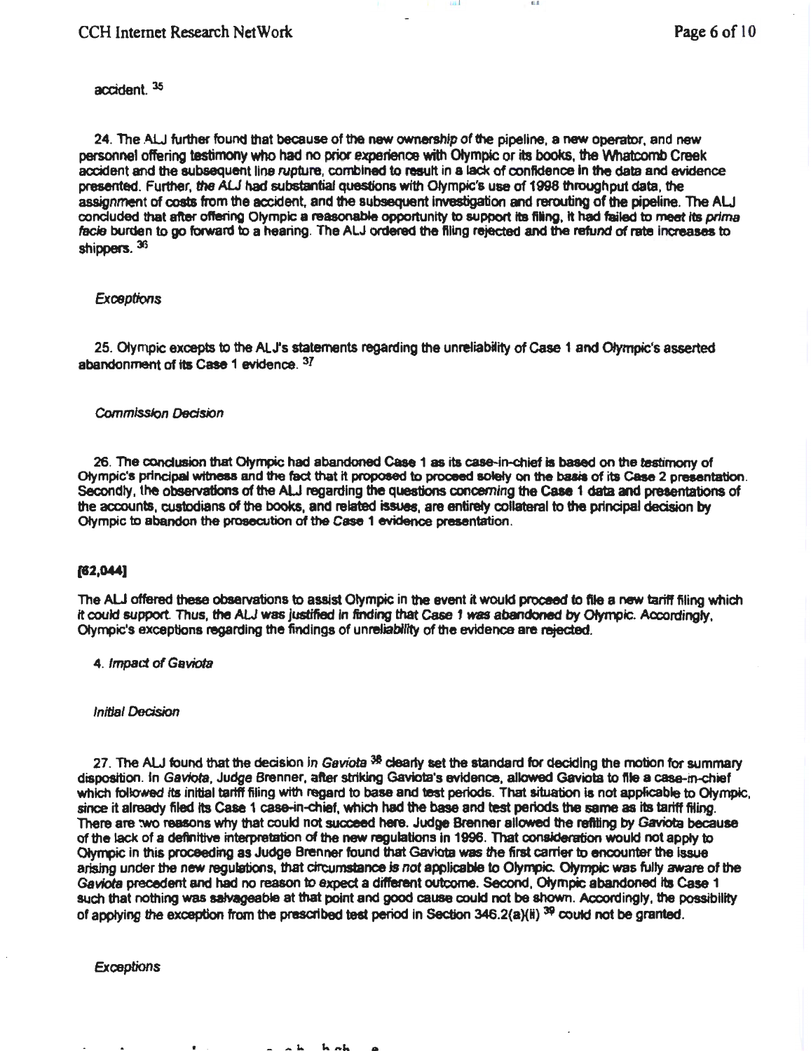accident. [35]

24. The ALJ further found that because of the new ownership of the pipeline, a new operator, and new personnel offering testimony who had no prior experience with Olympic or its books, the Whatcomb Creek accident and the subsequent line rupture, combined to result in a lack of confidence in the data and evidence presented. Further, the ALJ had substantial questions with Olympic's use of 1998 throughput data, the assignment of costs from the accident, and the subsequent investigation and rerouting of the pipeline. The ALJ concluded that after offering Olympic a reasonable opportunity to support its filing, it had failed to meet its *prima facie* burden to go forward to a hearing. The ALJ ordered the filing rejected and the refund of rate increases to shippers. [36]

*Exceptions*

25. Olympic excepts to the ALJ's statements regarding the unreliability of Case 1 and Olympic's asserted abandonment of its Case 1 evidence. [37]

*Commission Decision*

26. The conclusion that Olympic had abandoned Case 1 as its case-in-chief is based on the testimony of Olympic's principal witness and the fact that it proposed to proceed solely on the basis of its Case 2 presentation. Secondly, the observations of the ALJ regarding the questions concerning the Case 1 data and presentations of the accounts, custodians of the books, and related issues, are entirely collateral to the principal decision by Olympic to abandon the prosecution of the Case 1 evidence presentation.

**[62,044]**

The ALJ offered these observations to assist Olympic in the event it would proceed to file a new tariff filing which it could support. Thus, the ALJ was justified in finding that Case 1 was abandoned by Olympic. Accordingly, Olympic's exceptions regarding the findings of unreliability of the evidence are rejected.

4. *Impact of Gaviota*

*Initial Decision*

27. The ALJ found that the decision in *Gaviota* [38] clearly set the standard for deciding the motion for summary disposition. In *Gaviota*, Judge Brenner, after striking Gaviota's evidence, allowed Gaviota to file a case-in-chief which followed its initial tariff filing with regard to base and test periods. That situation is not applicable to Olympic, since it already filed its Case 1 case-in-chief, which had the base and test periods the same as its tariff filing. There are two reasons why that could not succeed here. Judge Brenner allowed the refiling by Gaviota because of the lack of a definitive interpretation of the new regulations in 1996. That consideration would not apply to Olympic in this proceeding as Judge Brenner found that Gaviota was the first carrier to encounter the issue arising under the new regulations, that circumstance is not applicable to Olympic. Olympic was fully aware of the *Gaviota* precedent and had no reason to expect a different outcome. Second, Olympic abandoned its Case 1 such that nothing was salvageable at that point and good cause could not be shown. Accordingly, the possibility of applying the exception from the prescribed test period in Section 346.2(a)(ii) [39] could not be granted.

*Exceptions*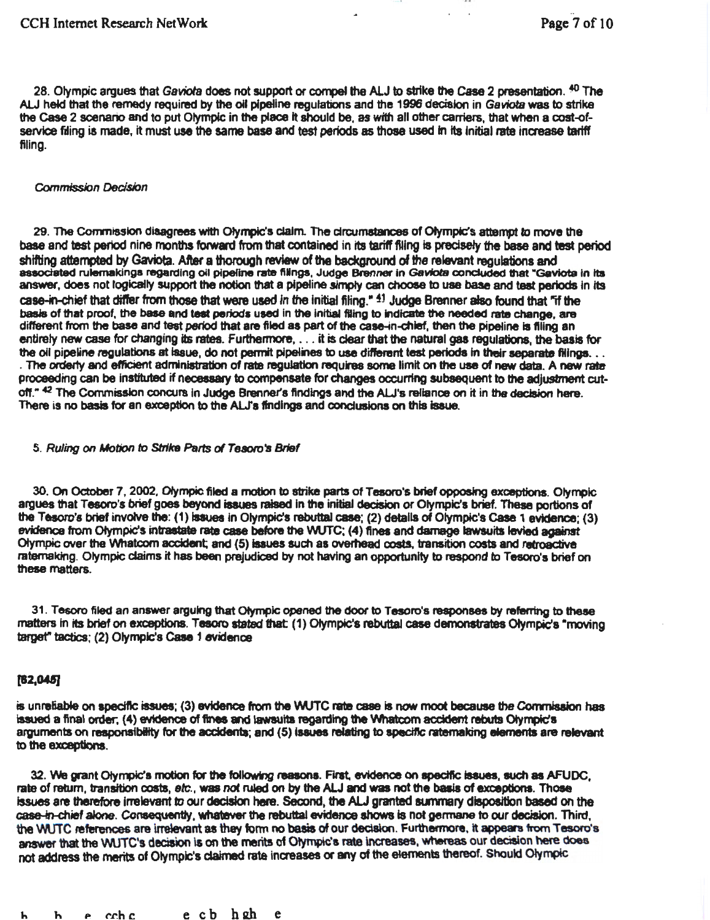28. Olympic argues that *Gaviota* does not support or compel the ALJ to strike the Case 2 presentation. [40] The ALJ held that the remedy required by the oil pipeline regulations and the 1996 decision in *Gaviota* was to strike the Case 2 scenario and to put Olympic in the place it should be, as with all other carriers, that when a cost-of-service filing is made, it must use the same base and test periods as those used in its initial rate increase tariff filing.

*Commission Decision*

29. The Commission disagrees with Olympic's claim. The circumstances of Olympic's attempt to move the base and test period nine months forward from that contained in its tariff filing is precisely the base and test period shifting attempted by Gaviota. After a thorough review of the background of the relevant regulations and associated rulemakings regarding oil pipeline rate filings, Judge Brenner in *Gaviota* concluded that "Gaviota in its answer, does not logically support the notion that a pipeline simply can choose to use base and test periods in its case-in-chief that differ from those that were used in the initial filing." [41] Judge Brenner also found that "if the basis of that proof, the base and test periods used in the initial filing to indicate the needed rate change, are different from the base and test period that are filed as part of the case-in-chief, then the pipeline is filing an entirely new case for changing its rates. Furthermore, . . . it is clear that the natural gas regulations, the basis for the oil pipeline regulations at issue, do not permit pipelines to use different test periods in their separate filings. . . . The orderly and efficient administration of rate regulation requires some limit on the use of new data. A new rate proceeding can be instituted if necessary to compensate for changes occurring subsequent to the adjustment cut-off." [42] The Commission concurs in Judge Brenner's findings and the ALJ's reliance on it in the decision here. There is no basis for an exception to the ALJ's findings and conclusions on this issue.

5. *Ruling on Motion to Strike Parts of Tesoro's Brief*

30. On October 7, 2002, Olympic filed a motion to strike parts of Tesoro's brief opposing exceptions. Olympic argues that Tesoro's brief goes beyond issues raised in the initial decision or Olympic's brief. These portions of the Tesoro's brief involve the: (1) issues in Olympic's rebuttal case; (2) details of Olympic's Case 1 evidence; (3) evidence from Olympic's intrastate rate case before the WUTC; (4) fines and damage lawsuits levied against Olympic over the Whatcom accident; and (5) issues such as overhead costs, transition costs and retroactive ratemaking. Olympic claims it has been prejudiced by not having an opportunity to respond to Tesoro's brief on these matters.

31. Tesoro filed an answer arguing that Olympic opened the door to Tesoro's responses by referring to these matters in its brief on exceptions. Tesoro stated that: (1) Olympic's rebuttal case demonstrates Olympic's "moving target" tactics; (2) Olympic's Case 1 evidence

**[62,045]**

is unreliable on specific issues; (3) evidence from the WUTC rate case is now moot because the Commission has issued a final order; (4) evidence of fines and lawsuits regarding the Whatcom accident rebuts Olympic's arguments on responsibility for the accidents; and (5) issues relating to specific ratemaking elements are relevant to the exceptions.

32. We grant Olympic's motion for the following reasons. First, evidence on specific issues, such as AFUDC, rate of return, transition costs, *etc.*, was *not* ruled on by the ALJ and was not the basis of exceptions. Those issues are therefore irrelevant to our decision here. Second, the ALJ granted summary disposition based on the case-in-chief alone. Consequently, whatever the rebuttal evidence shows is not germane to our decision. Third, the WUTC references are irrelevant as they form no basis of our decision. Furthermore, it appears from Tesoro's answer that the WUTC's decision is on the merits of Olympic's rate increases, whereas our decision here does not address the merits of Olympic's claimed rate increases or any of the elements thereof. Should Olympic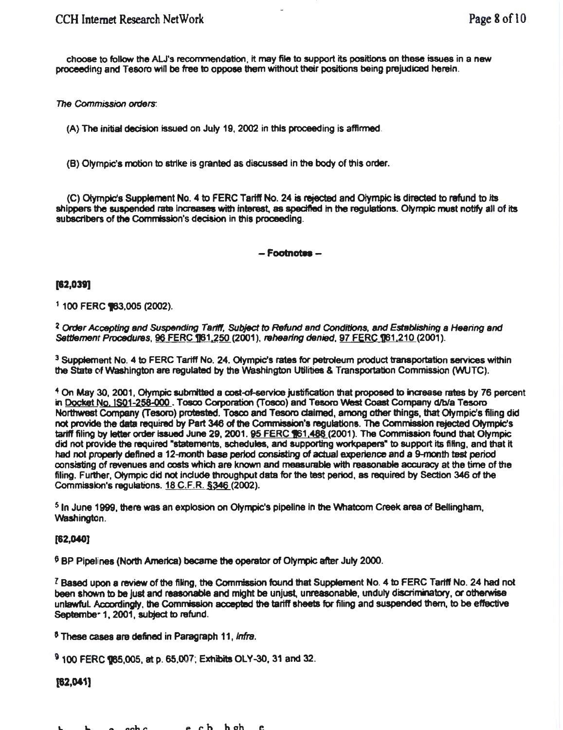choose to follow the ALJ's recommendation, it may file to support its positions on these issues in a new proceeding and Tesoro will be free to oppose them without their positions being prejudiced herein.

*The Commission orders*:

(A) The initial decision issued on July 19, 2002 in this proceeding is affirmed.

(B) Olympic's motion to strike is granted as discussed in the body of this order.

(C) Olympic's Supplement No. 4 to FERC Tariff No. 24 is rejected and Olympic is directed to refund to its shippers the suspended rate increases with interest, as specified in the regulations. Olympic must notify all of its subscribers of the Commission's decision in this proceeding.

**-- Footnotes --**

**[62,039]**

[1] 100 FERC ¶63,005 (2002).

[2] *Order Accepting and Suspending Tariff, Subject to Refund and Conditions, and Establishing a Hearing and Settlement Procedures*, 96 FERC ¶61,250 (2001), *rehearing denied*, 97 FERC ¶61,210 (2001).

[3] Supplement No. 4 to FERC Tariff No. 24. Olympic's rates for petroleum product transportation services within the State of Washington are regulated by the Washington Utilities & Transportation Commission (WUTC).

[4] On May 30, 2001, Olympic submitted a cost-of-service justification that proposed to increase rates by 76 percent in Docket No. IS01-258-000. Tosco Corporation (Tosco) and Tesoro West Coast Company d/b/a Tesoro Northwest Company (Tesoro) protested. Tosco and Tesoro claimed, among other things, that Olympic's filing did not provide the data required by Part 346 of the Commission's regulations. The Commission rejected Olympic's tariff filing by letter order issued June 29, 2001. 95 FERC ¶61,488 (2001). The Commission found that Olympic did not provide the required "statements, schedules, and supporting workpapers" to support its filing, and that it had not properly defined a 12-month base period consisting of actual experience and a 9-month test period consisting of revenues and costs which are known and measurable with reasonable accuracy at the time of the filing. Further, Olympic did not include throughput data for the test period, as required by Section 346 of the Commission's regulations. 18 C.F.R. §346 (2002).

[5] In June 1999, there was an explosion on Olympic's pipeline in the Whatcom Creek area of Bellingham, Washington.

**[62,040]**

[6] BP Pipelines (North America) became the operator of Olympic after July 2000.

[7] Based upon a review of the filing, the Commission found that Supplement No. 4 to FERC Tariff No. 24 had not been shown to be just and reasonable and might be unjust, unreasonable, unduly discriminatory, or otherwise unlawful. Accordingly, the Commission accepted the tariff sheets for filing and suspended them, to be effective September 1, 2001, subject to refund.

[8] These cases are defined in Paragraph 11, *infra*.

[9] 100 FERC ¶65,005, at p. 65,007; Exhibits OLY-30, 31 and 32.

**[62,041]**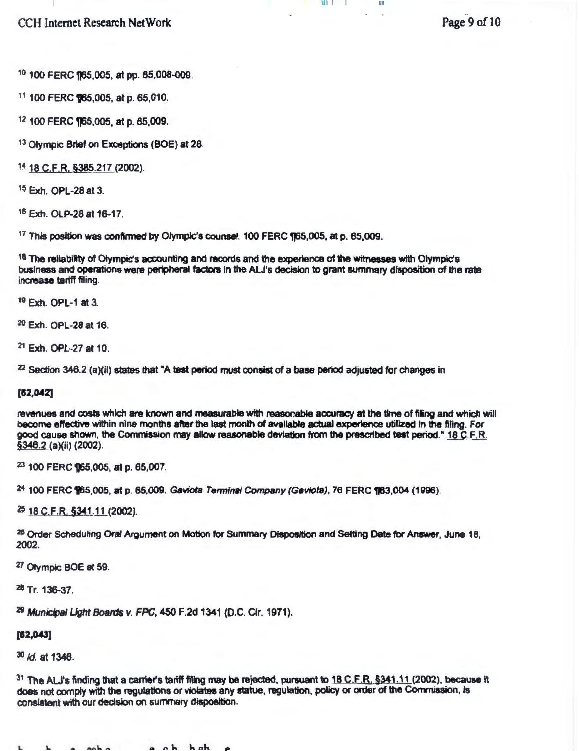[10] 100 FERC ¶65,005, at pp. 65,008-009.

[11] 100 FERC ¶65,005, at p. 65,010.

[12] 100 FERC ¶65,005, at p. 65,009.

[13] Olympic Brief on Exceptions (BOE) at 28.

[14] 18 C.F.R. §385.217 (2002).

[15] Exh. OPL-28 at 3.

[16] Exh. OLP-28 at 16-17.

[17] This position was confirmed by Olympic's counsel. 100 FERC ¶65,005, at p. 65,009.

[18] The reliability of Olympic's accounting and records and the experience of the witnesses with Olympic's business and operations were peripheral factors in the ALJ's decision to grant summary disposition of the rate increase tariff filing.

[19] Exh. OPL-1 at 3.

[20] Exh. OPL-28 at 16.

[21] Exh. OPL-27 at 10.

[22] Section 346.2 (a)(ii) states that "A test period must consist of a base period adjusted for changes in

**[62,042]**

revenues and costs which are known and measurable with reasonable accuracy at the time of filing and which will become effective within nine months after the last month of available actual experience utilized in the filing. For good cause shown, the Commission may allow reasonable deviation from the prescribed test period." 18 C.F.R. §346.2 (a)(ii) (2002).

[23] 100 FERC ¶65,005, at p. 65,007.

[24] 100 FERC ¶65,005, at p. 65,009. *Gaviota Terminal Company (Gaviota)*, 76 FERC ¶63,004 (1996).

[25] 18 C.F.R. §341.11 (2002).

[26] Order Scheduling Oral Argument on Motion for Summary Disposition and Setting Date for Answer, June 18, 2002.

[27] Olympic BOE at 59.

[28] Tr. 136-37.

[29] *Municipal Light Boards v. FPC*, 450 F.2d 1341 (D.C. Cir. 1971).

**[62,043]**

[30] *Id.* at 1346.

[31] The ALJ's finding that a carrier's tariff filing may be rejected, pursuant to 18 C.F.R. §341.11 (2002), because it does not comply with the regulations or violates any statue, regulation, policy or order of the Commission, is consistent with our decision on summary disposition.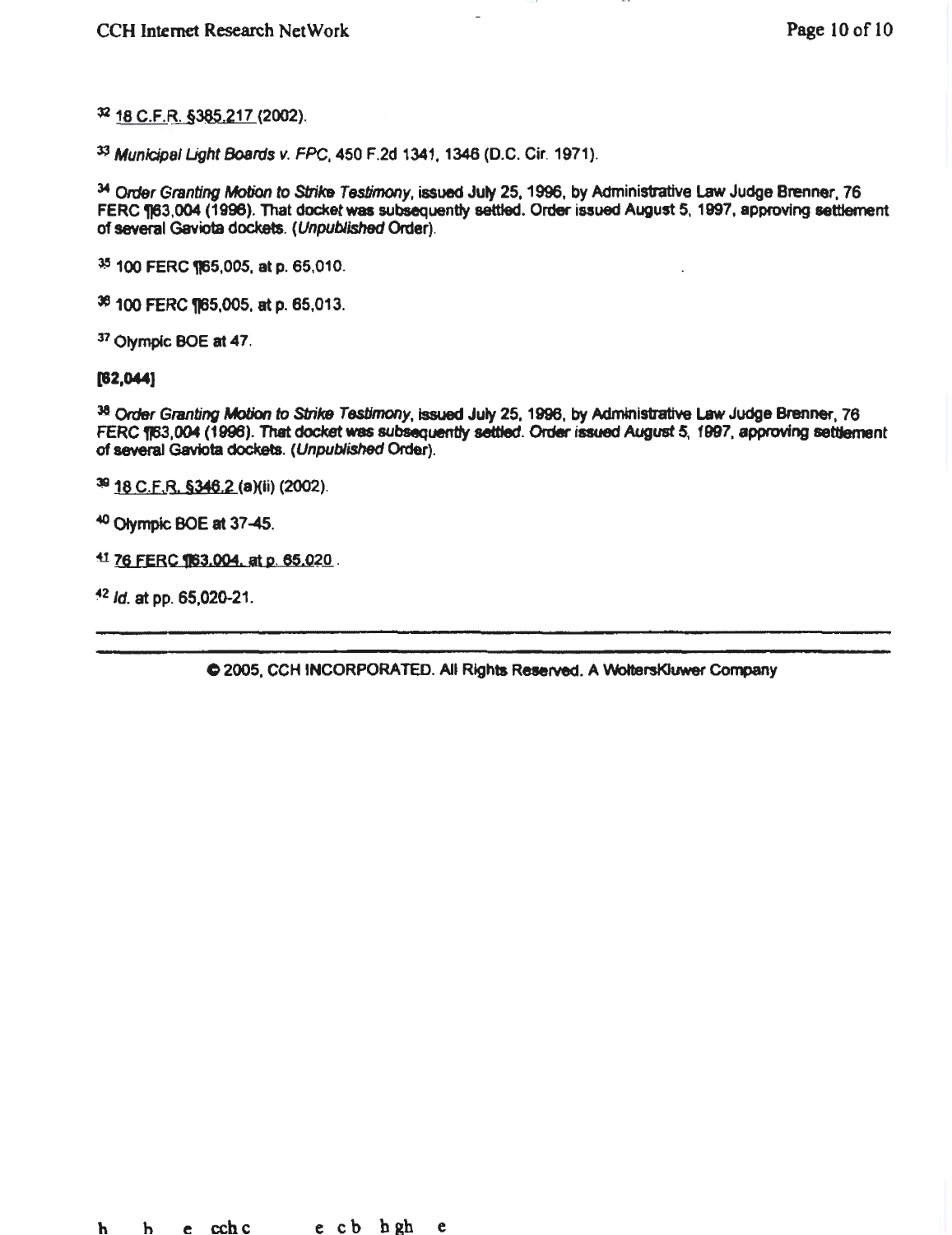[32] 18 C.F.R. §385.217 (2002).

[33] *Municipal Light Boards v. FPC*, 450 F.2d 1341, 1346 (D.C. Cir. 1971).

[34] *Order Granting Motion to Strike Testimony*, issued July 25, 1996, by Administrative Law Judge Brenner, 76 FERC ¶63,004 (1996). That docket was subsequently settled. Order issued August 5, 1997, approving settlement of several Gaviota dockets. (*Unpublished* Order).

[35] 100 FERC ¶65,005, at p. 65,010.

[36] 100 FERC ¶65,005, at p. 65,013.

[37] Olympic BOE at 47.

**[62,044]**

[38] *Order Granting Motion to Strike Testimony*, issued July 25, 1996, by Administrative Law Judge Brenner, 76 FERC ¶63,004 (1996). That docket was subsequently settled. Order issued August 5, 1997, approving settlement of several Gaviota dockets. (*Unpublished* Order).

[39] 18 C.F.R. §346.2 (a)(ii) (2002).

[40] Olympic BOE at 37-45.

[41] 76 FERC ¶63,004, at p. 65,020 .

[42] *Id.* at pp. 65,020-21.

© 2005, CCH INCORPORATED. All Rights Reserved. A WoltersKluwer Company